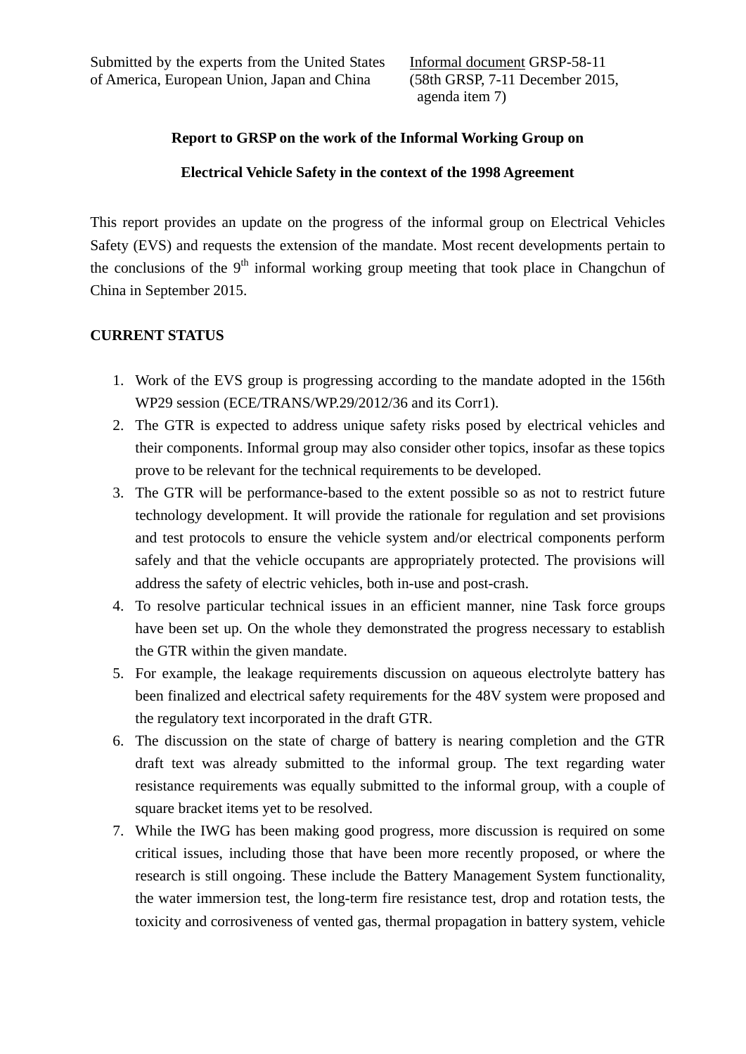Submitted by the experts from the United States of America, European Union, Japan and China

Informal document GRSP-58-11
(58th GRSP, 7-11 December 2015, agenda item 7)

**Report to GRSP on the work of the Informal Working Group on**

**Electrical Vehicle Safety in the context of the 1998 Agreement**

This report provides an update on the progress of the informal group on Electrical Vehicles Safety (EVS) and requests the extension of the mandate. Most recent developments pertain to the conclusions of the 9th informal working group meeting that took place in Changchun of China in September 2015.

**CURRENT STATUS**

1. Work of the EVS group is progressing according to the mandate adopted in the 156th WP29 session (ECE/TRANS/WP.29/2012/36 and its Corr1).
2. The GTR is expected to address unique safety risks posed by electrical vehicles and their components. Informal group may also consider other topics, insofar as these topics prove to be relevant for the technical requirements to be developed.
3. The GTR will be performance-based to the extent possible so as not to restrict future technology development. It will provide the rationale for regulation and set provisions and test protocols to ensure the vehicle system and/or electrical components perform safely and that the vehicle occupants are appropriately protected. The provisions will address the safety of electric vehicles, both in-use and post-crash.
4. To resolve particular technical issues in an efficient manner, nine Task force groups have been set up. On the whole they demonstrated the progress necessary to establish the GTR within the given mandate.
5. For example, the leakage requirements discussion on aqueous electrolyte battery has been finalized and electrical safety requirements for the 48V system were proposed and the regulatory text incorporated in the draft GTR.
6. The discussion on the state of charge of battery is nearing completion and the GTR draft text was already submitted to the informal group. The text regarding water resistance requirements was equally submitted to the informal group, with a couple of square bracket items yet to be resolved.
7. While the IWG has been making good progress, more discussion is required on some critical issues, including those that have been more recently proposed, or where the research is still ongoing. These include the Battery Management System functionality, the water immersion test, the long-term fire resistance test, drop and rotation tests, the toxicity and corrosiveness of vented gas, thermal propagation in battery system, vehicle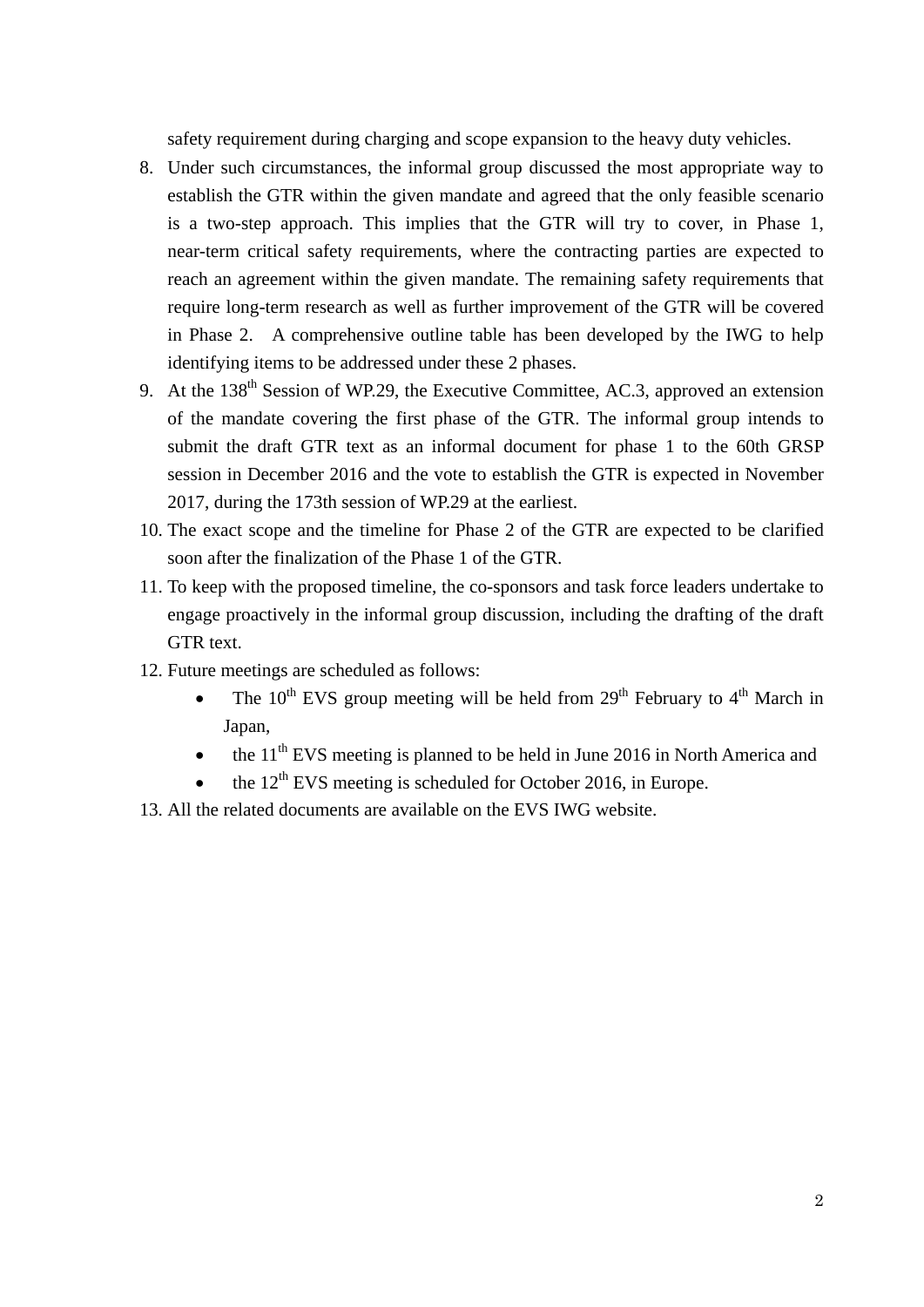safety requirement during charging and scope expansion to the heavy duty vehicles.

8. Under such circumstances, the informal group discussed the most appropriate way to establish the GTR within the given mandate and agreed that the only feasible scenario is a two-step approach. This implies that the GTR will try to cover, in Phase 1, near-term critical safety requirements, where the contracting parties are expected to reach an agreement within the given mandate. The remaining safety requirements that require long-term research as well as further improvement of the GTR will be covered in Phase 2. A comprehensive outline table has been developed by the IWG to help identifying items to be addressed under these 2 phases.
9. At the 138th Session of WP.29, the Executive Committee, AC.3, approved an extension of the mandate covering the first phase of the GTR. The informal group intends to submit the draft GTR text as an informal document for phase 1 to the 60th GRSP session in December 2016 and the vote to establish the GTR is expected in November 2017, during the 173th session of WP.29 at the earliest.
10. The exact scope and the timeline for Phase 2 of the GTR are expected to be clarified soon after the finalization of the Phase 1 of the GTR.
11. To keep with the proposed timeline, the co-sponsors and task force leaders undertake to engage proactively in the informal group discussion, including the drafting of the draft GTR text.
12. Future meetings are scheduled as follows:
    - The 10th EVS group meeting will be held from 29th February to 4th March in Japan,
    - the 11th EVS meeting is planned to be held in June 2016 in North America and
    - the 12th EVS meeting is scheduled for October 2016, in Europe.
13. All the related documents are available on the EVS IWG website.